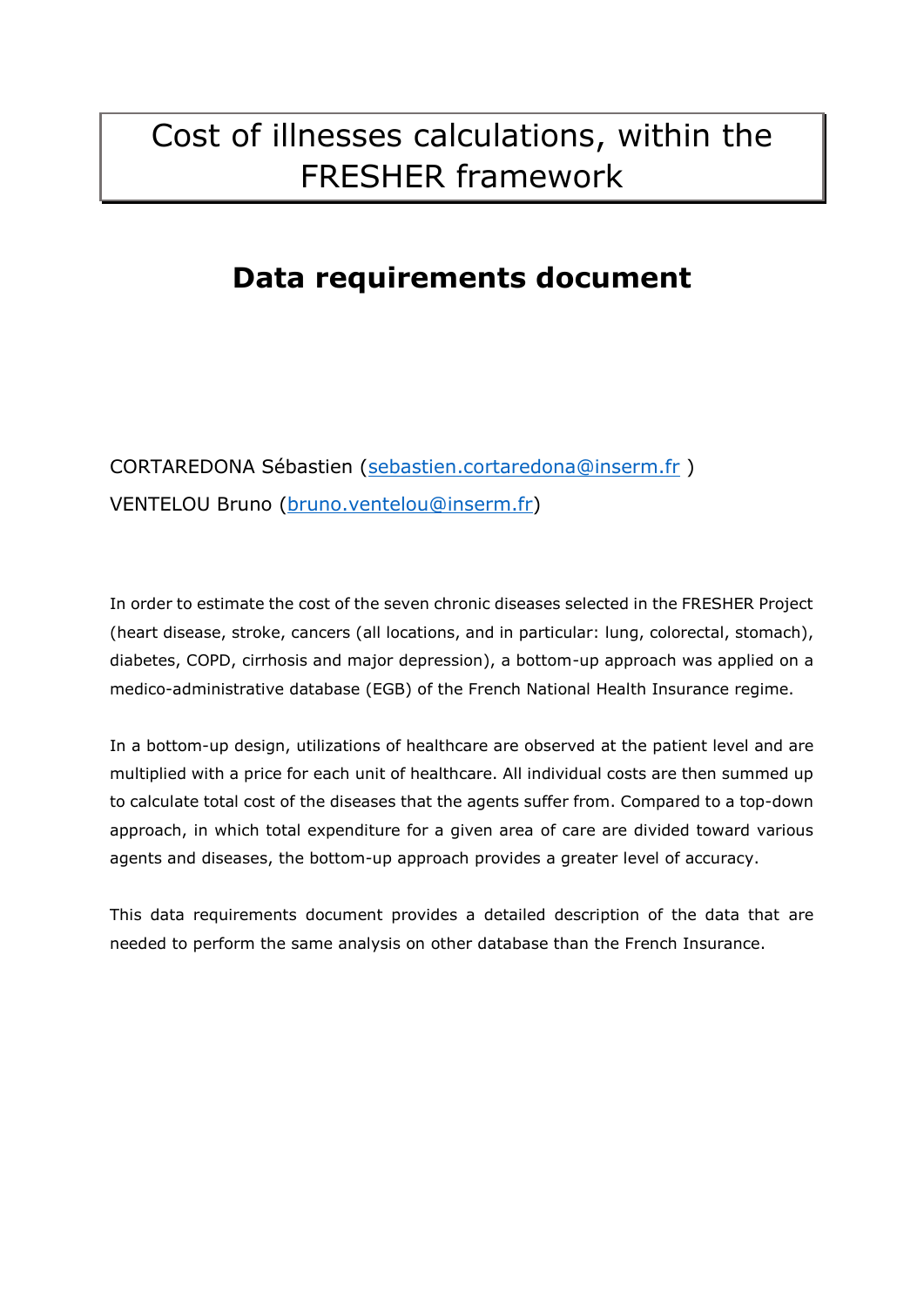# Cost of illnesses calculations, within the FRESHER framework

## Data requirements document

CORTAREDONA Sébastien (sebastien.cortaredona@inserm.fr )

VENTELOU Bruno (bruno.ventelou@inserm.fr)

In order to estimate the cost of the seven chronic diseases selected in the FRESHER Project (heart disease, stroke, cancers (all locations, and in particular: lung, colorectal, stomach), diabetes, COPD, cirrhosis and major depression), a bottom-up approach was applied on a medico-administrative database (EGB) of the French National Health Insurance regime.

In a bottom-up design, utilizations of healthcare are observed at the patient level and are multiplied with a price for each unit of healthcare. All individual costs are then summed up to calculate total cost of the diseases that the agents suffer from. Compared to a top-down approach, in which total expenditure for a given area of care are divided toward various agents and diseases, the bottom-up approach provides a greater level of accuracy.

This data requirements document provides a detailed description of the data that are needed to perform the same analysis on other database than the French Insurance.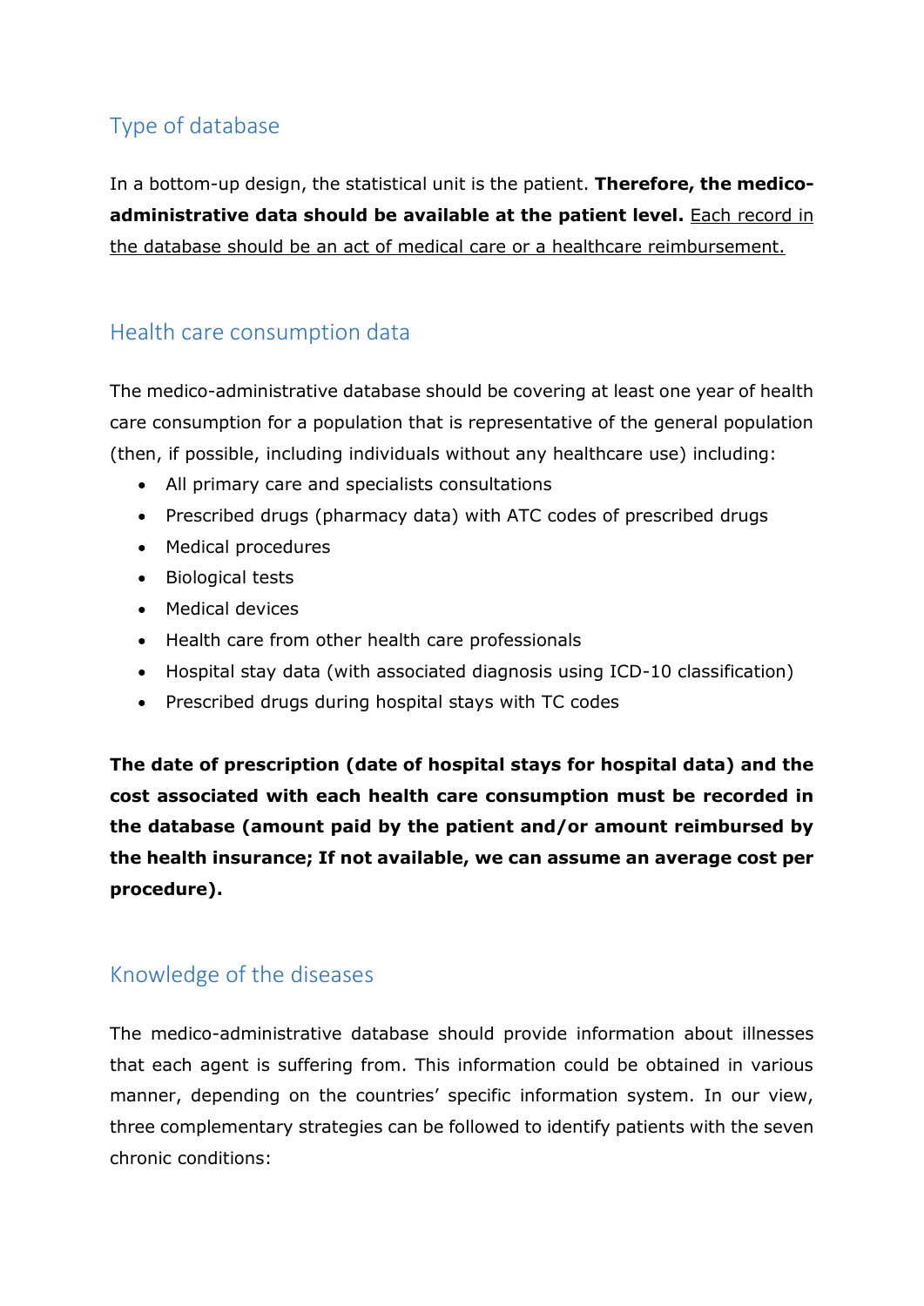## Type of database

In a bottom-up design, the statistical unit is the patient. **Therefore, the medico-administrative data should be available at the patient level.** <u>Each record in the database should be an act of medical care or a healthcare reimbursement.</u>

## Health care consumption data

The medico-administrative database should be covering at least one year of health care consumption for a population that is representative of the general population (then, if possible, including individuals without any healthcare use) including:

- All primary care and specialists consultations
- Prescribed drugs (pharmacy data) with ATC codes of prescribed drugs
- Medical procedures
- Biological tests
- Medical devices
- Health care from other health care professionals
- Hospital stay data (with associated diagnosis using ICD-10 classification)
- Prescribed drugs during hospital stays with TC codes

**The date of prescription (date of hospital stays for hospital data) and the cost associated with each health care consumption must be recorded in the database (amount paid by the patient and/or amount reimbursed by the health insurance; If not available, we can assume an average cost per procedure).**

## Knowledge of the diseases

The medico-administrative database should provide information about illnesses that each agent is suffering from. This information could be obtained in various manner, depending on the countries' specific information system. In our view, three complementary strategies can be followed to identify patients with the seven chronic conditions: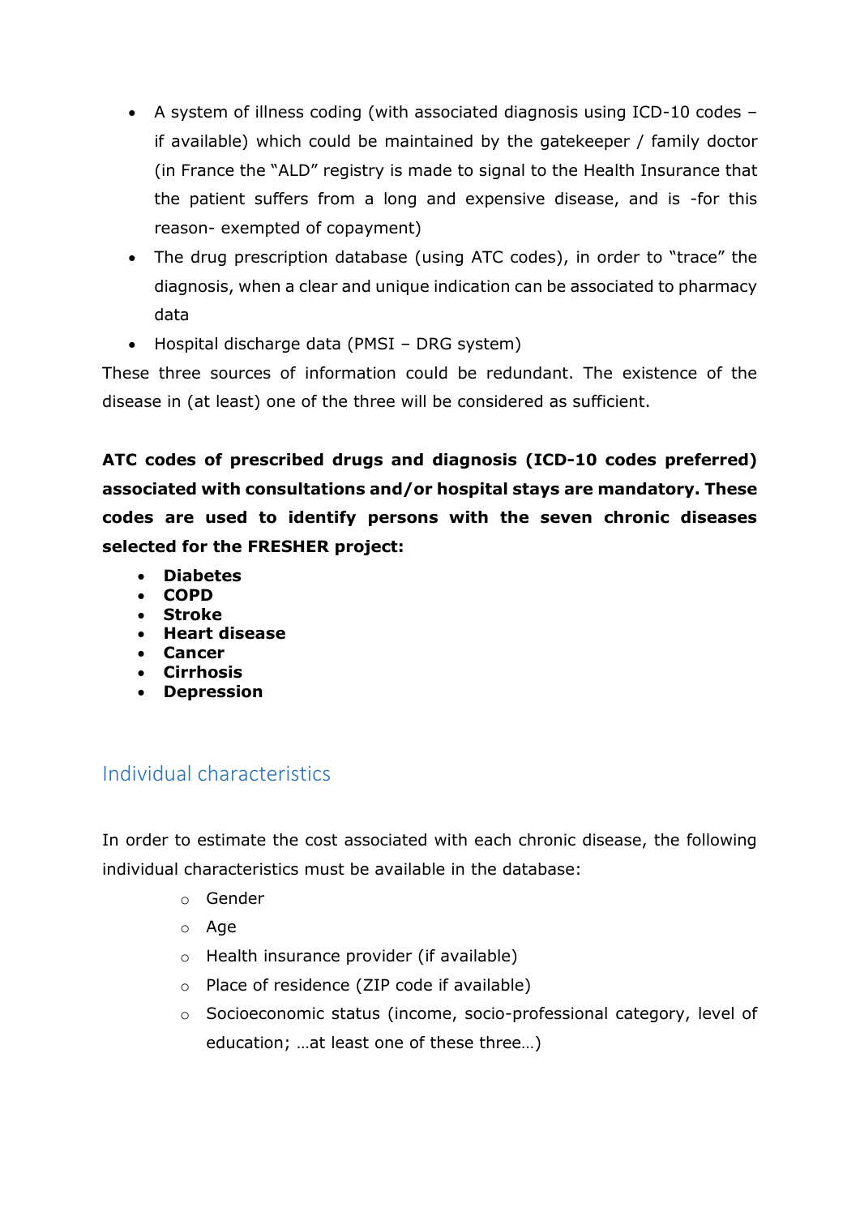- A system of illness coding (with associated diagnosis using ICD-10 codes – if available) which could be maintained by the gatekeeper / family doctor (in France the "ALD" registry is made to signal to the Health Insurance that the patient suffers from a long and expensive disease, and is -for this reason- exempted of copayment)
- The drug prescription database (using ATC codes), in order to "trace" the diagnosis, when a clear and unique indication can be associated to pharmacy data
- Hospital discharge data (PMSI – DRG system)

These three sources of information could be redundant. The existence of the disease in (at least) one of the three will be considered as sufficient.

**ATC codes of prescribed drugs and diagnosis (ICD-10 codes preferred) associated with consultations and/or hospital stays are mandatory. These codes are used to identify persons with the seven chronic diseases selected for the FRESHER project:**

- **Diabetes**
- **COPD**
- **Stroke**
- **Heart disease**
- **Cancer**
- **Cirrhosis**
- **Depression**

## Individual characteristics

In order to estimate the cost associated with each chronic disease, the following individual characteristics must be available in the database:

- Gender
- Age
- Health insurance provider (if available)
- Place of residence (ZIP code if available)
- Socioeconomic status (income, socio-professional category, level of education; …at least one of these three…)